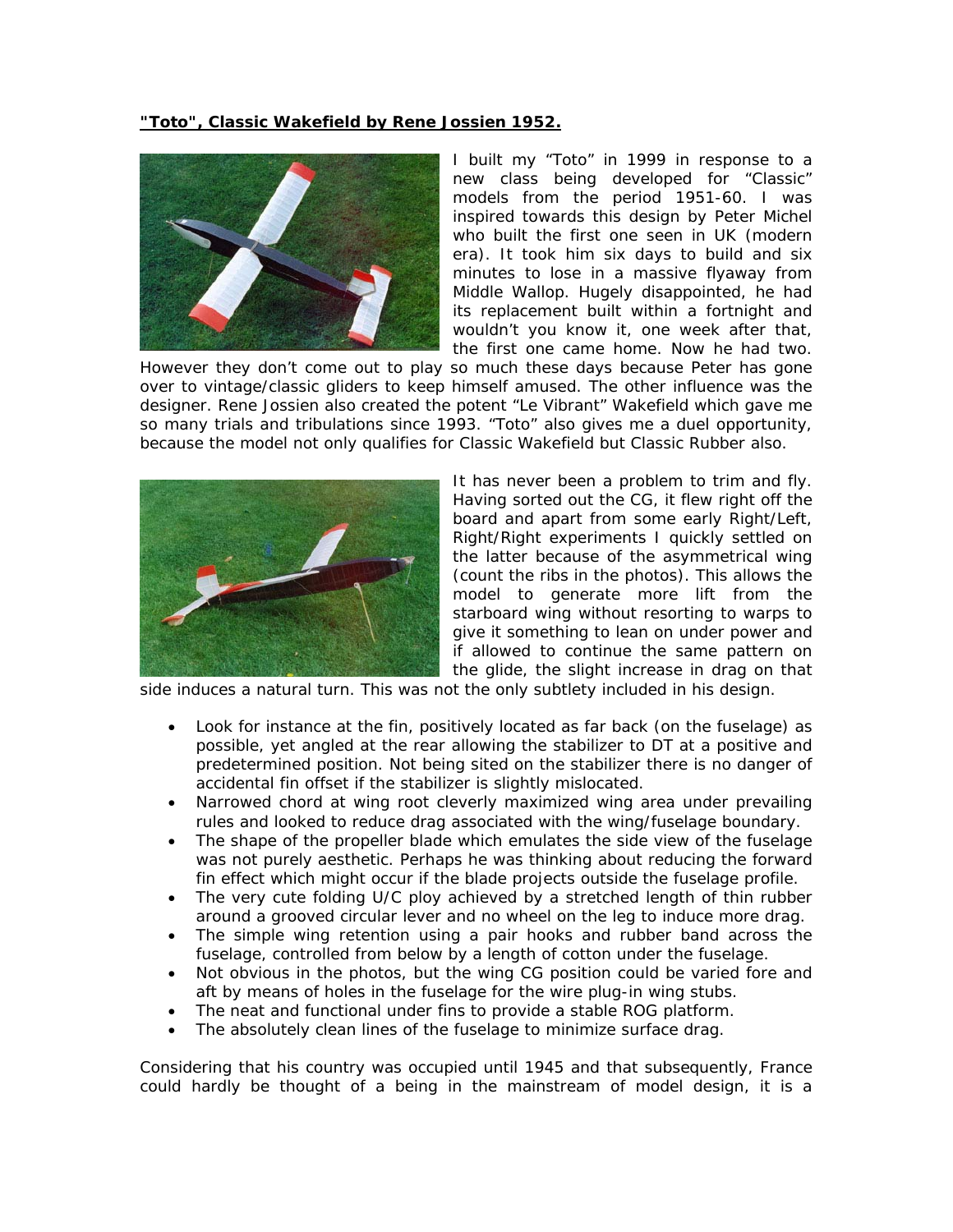**"Toto", Classic Wakefield by Rene Jossien 1952.**

I built my "Toto" in 1999 in response to a new class being developed for "Classic" models from the period 1951-60. I was inspired towards this design by Peter Michel who built the first one seen in UK (modern era). It took him six days to build and six minutes to lose in a massive flyaway from Middle Wallop. Hugely disappointed, he had its replacement built within a fortnight and wouldn't you know it, one week after that, the first one came home. Now he had two. However they don't come out to play so much these days because Peter has gone over to vintage/classic gliders to keep himself amused. The other influence was the designer. Rene Jossien also created the potent "Le Vibrant" Wakefield which gave me so many trials and tribulations since 1993. "Toto" also gives me a duel opportunity, because the model not only qualifies for Classic Wakefield but Classic Rubber also.

It has never been a problem to trim and fly. Having sorted out the CG, it flew right off the board and apart from some early Right/Left, Right/Right experiments I quickly settled on the latter because of the asymmetrical wing (count the ribs in the photos). This allows the model to generate more lift from the starboard wing without resorting to warps to give it something to lean on under power and if allowed to continue the same pattern on the glide, the slight increase in drag on that side induces a natural turn. This was not the only subtlety included in his design.

- Look for instance at the fin, positively located as far back (on the fuselage) as possible, yet angled at the rear allowing the stabilizer to DT at a positive and predetermined position. Not being sited on the stabilizer there is no danger of accidental fin offset if the stabilizer is slightly mislocated.
- Narrowed chord at wing root cleverly maximized wing area under prevailing rules and looked to reduce drag associated with the wing/fuselage boundary.
- The shape of the propeller blade which emulates the side view of the fuselage was not purely aesthetic. Perhaps he was thinking about reducing the forward fin effect which might occur if the blade projects outside the fuselage profile.
- The very cute folding U/C ploy achieved by a stretched length of thin rubber around a grooved circular lever and no wheel on the leg to induce more drag.
- The simple wing retention using a pair hooks and rubber band across the fuselage, controlled from below by a length of cotton under the fuselage.
- Not obvious in the photos, but the wing CG position could be varied fore and aft by means of holes in the fuselage for the wire plug-in wing stubs.
- The neat and functional under fins to provide a stable ROG platform.
- The absolutely clean lines of the fuselage to minimize surface drag.

Considering that his country was occupied until 1945 and that subsequently, France could hardly be thought of a being in the mainstream of model design, it is a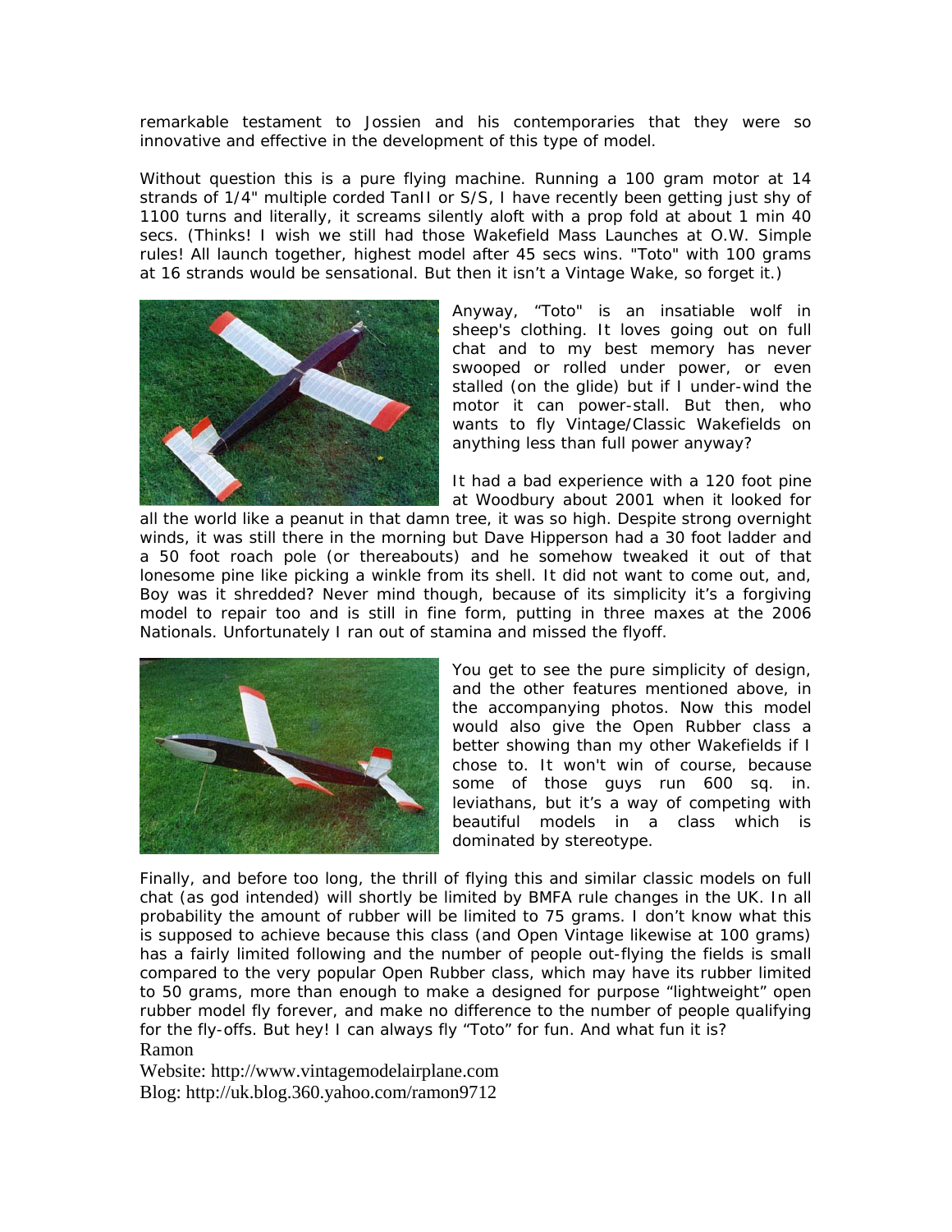remarkable testament to Jossien and his contemporaries that they were so innovative and effective in the development of this type of model.

Without question this is a pure flying machine. Running a 100 gram motor at 14 strands of 1/4" multiple corded TanII or S/S, I have recently been getting just shy of 1100 turns and literally, it screams silently aloft with a prop fold at about 1 min 40 secs. (Thinks! I wish we still had those Wakefield Mass Launches at O.W. Simple rules! All launch together, highest model after 45 secs wins. "Toto" with 100 grams at 16 strands would be sensational. But then it isn't a Vintage Wake, so forget it.)

Anyway, "Toto" is an insatiable wolf in sheep's clothing. It loves going out on full chat and to my best memory has never swooped or rolled under power, or even stalled (on the glide) but if I under-wind the motor it can power-stall. But then, who wants to fly Vintage/Classic Wakefields on anything less than full power anyway?

It had a bad experience with a 120 foot pine at Woodbury about 2001 when it looked for all the world like a peanut in that damn tree, it was so high. Despite strong overnight winds, it was still there in the morning but Dave Hipperson had a 30 foot ladder and a 50 foot roach pole (or thereabouts) and he somehow tweaked it out of that lonesome pine like picking a winkle from its shell. It did not want to come out, and, Boy was it shredded? Never mind though, because of its simplicity it's a forgiving model to repair too and is still in fine form, putting in three maxes at the 2006 Nationals. Unfortunately I ran out of stamina and missed the flyoff.

You get to see the pure simplicity of design, and the other features mentioned above, in the accompanying photos. Now this model would also give the Open Rubber class a better showing than my other Wakefields if I chose to. It won't win of course, because some of those guys run 600 sq. in. leviathans, but it's a way of competing with beautiful models in a class which is dominated by stereotype.

Finally, and before too long, the thrill of flying this and similar classic models on full chat (as god intended) will shortly be limited by BMFA rule changes in the UK. In all probability the amount of rubber will be limited to 75 grams. I don't know what this is supposed to achieve because this class (and Open Vintage likewise at 100 grams) has a fairly limited following and the number of people out-flying the fields is small compared to the very popular Open Rubber class, which may have its rubber limited to 50 grams, more than enough to make a designed for purpose "lightweight" open rubber model fly forever, and make no difference to the number of people qualifying for the fly-offs. But hey! I can always fly "Toto" for fun. And what fun it is?

Ramon

Website: http://www.vintagemodelairplane.com

Blog: http://uk.blog.360.yahoo.com/ramon9712